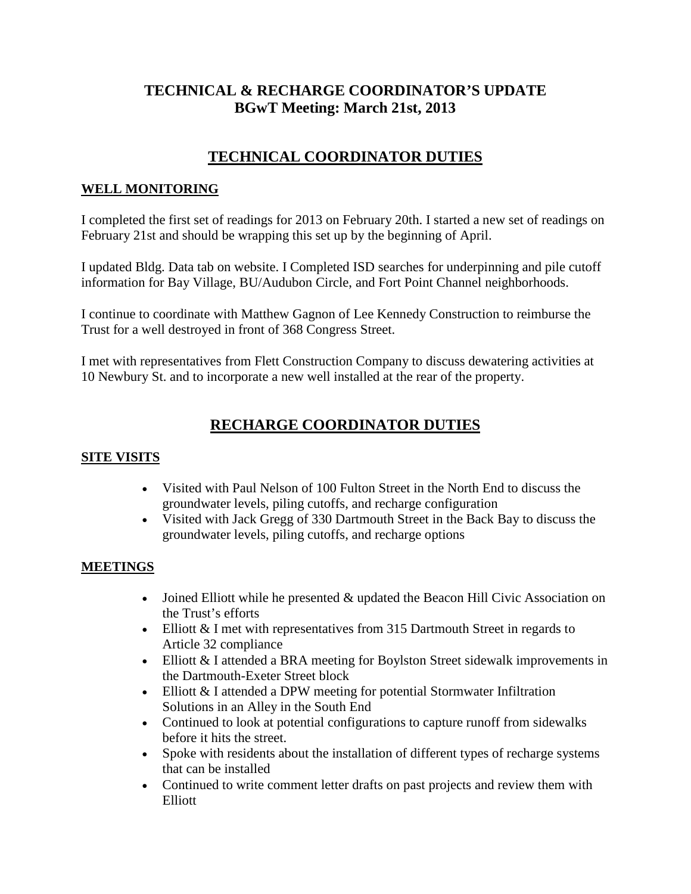# TECHNICAL & RECHARGE COORDINATOR'S UPDATE
# BGwT Meeting: March 21st, 2013

## TECHNICAL COORDINATOR DUTIES

### WELL MONITORING

I completed the first set of readings for 2013 on February 20th. I started a new set of readings on February 21st and should be wrapping this set up by the beginning of April.

I updated Bldg. Data tab on website. I Completed ISD searches for underpinning and pile cutoff information for Bay Village, BU/Audubon Circle, and Fort Point Channel neighborhoods.

I continue to coordinate with Matthew Gagnon of Lee Kennedy Construction to reimburse the Trust for a well destroyed in front of 368 Congress Street.

I met with representatives from Flett Construction Company to discuss dewatering activities at 10 Newbury St. and to incorporate a new well installed at the rear of the property.

## RECHARGE COORDINATOR DUTIES

### SITE VISITS

- Visited with Paul Nelson of 100 Fulton Street in the North End to discuss the groundwater levels, piling cutoffs, and recharge configuration
- Visited with Jack Gregg of 330 Dartmouth Street in the Back Bay to discuss the groundwater levels, piling cutoffs, and recharge options

### MEETINGS

- Joined Elliott while he presented & updated the Beacon Hill Civic Association on the Trust's efforts
- Elliott & I met with representatives from 315 Dartmouth Street in regards to Article 32 compliance
- Elliott & I attended a BRA meeting for Boylston Street sidewalk improvements in the Dartmouth-Exeter Street block
- Elliott & I attended a DPW meeting for potential Stormwater Infiltration Solutions in an Alley in the South End
- Continued to look at potential configurations to capture runoff from sidewalks before it hits the street.
- Spoke with residents about the installation of different types of recharge systems that can be installed
- Continued to write comment letter drafts on past projects and review them with Elliott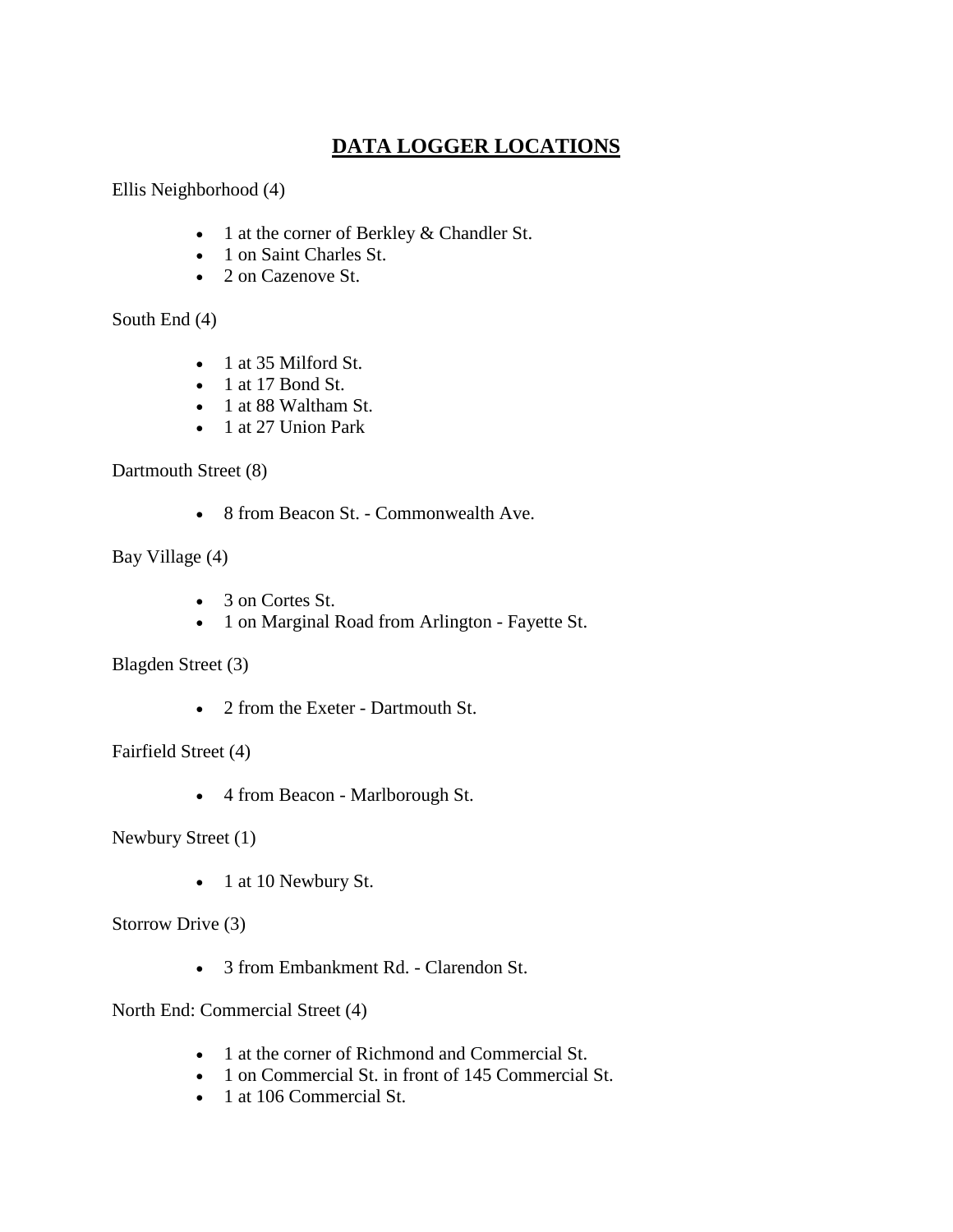# DATA LOGGER LOCATIONS

Ellis Neighborhood (4)

- 1 at the corner of Berkley & Chandler St.
- 1 on Saint Charles St.
- 2 on Cazenove St.

South End (4)

- 1 at 35 Milford St.
- 1 at 17 Bond St.
- 1 at 88 Waltham St.
- 1 at 27 Union Park

Dartmouth Street (8)

- 8 from Beacon St. - Commonwealth Ave.

Bay Village (4)

- 3 on Cortes St.
- 1 on Marginal Road from Arlington - Fayette St.

Blagden Street (3)

- 2 from the Exeter - Dartmouth St.

Fairfield Street (4)

- 4 from Beacon - Marlborough St.

Newbury Street (1)

- 1 at 10 Newbury St.

Storrow Drive (3)

- 3 from Embankment Rd. - Clarendon St.

North End: Commercial Street (4)

- 1 at the corner of Richmond and Commercial St.
- 1 on Commercial St. in front of 145 Commercial St.
- 1 at 106 Commercial St.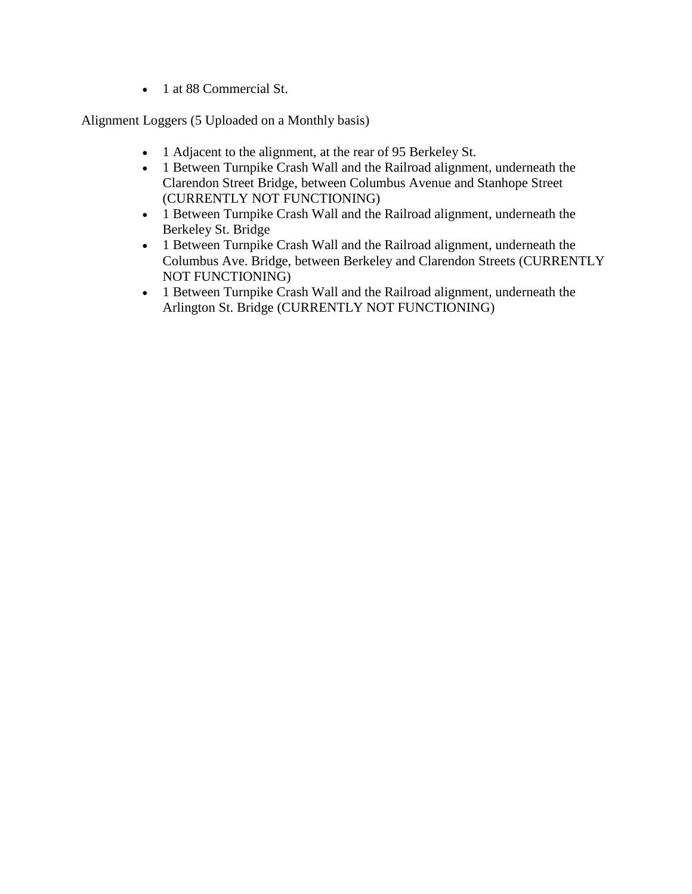- 1 at 88 Commercial St.

Alignment Loggers (5 Uploaded on a Monthly basis)

- 1 Adjacent to the alignment, at the rear of 95 Berkeley St.
- 1 Between Turnpike Crash Wall and the Railroad alignment, underneath the Clarendon Street Bridge, between Columbus Avenue and Stanhope Street (CURRENTLY NOT FUNCTIONING)
- 1 Between Turnpike Crash Wall and the Railroad alignment, underneath the Berkeley St. Bridge
- 1 Between Turnpike Crash Wall and the Railroad alignment, underneath the Columbus Ave. Bridge, between Berkeley and Clarendon Streets (CURRENTLY NOT FUNCTIONING)
- 1 Between Turnpike Crash Wall and the Railroad alignment, underneath the Arlington St. Bridge (CURRENTLY NOT FUNCTIONING)